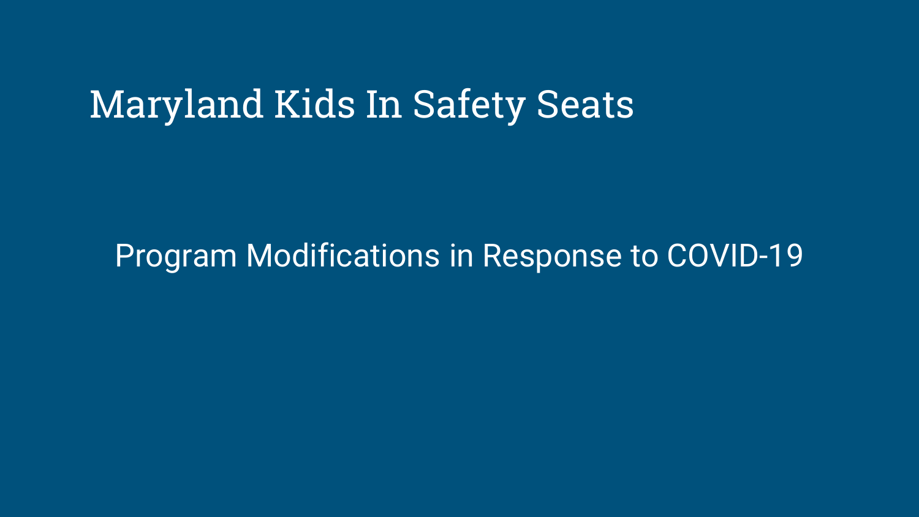# Maryland Kids In Safety Seats

## Program Modifications in Response to COVID-19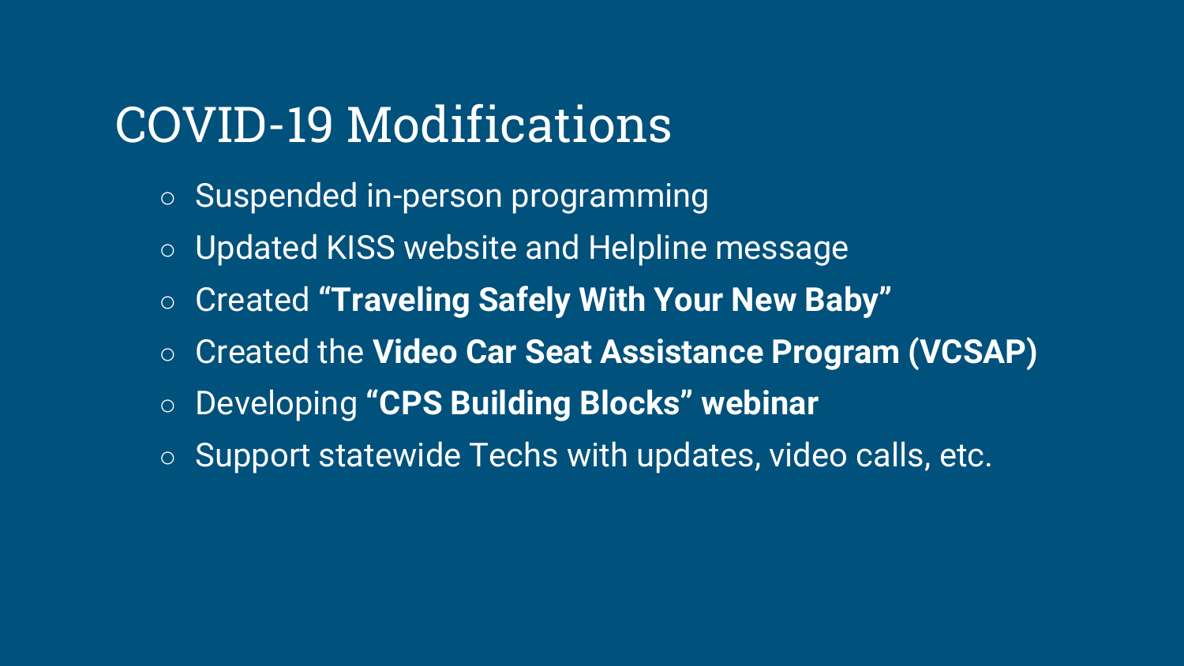# COVID-19 Modifications

- Suspended in-person programming
- Updated KISS website and Helpline message
- Created **"Traveling Safely With Your New Baby"**
- Created the **Video Car Seat Assistance Program (VCSAP)**
- Developing **"CPS Building Blocks" webinar**
- Support statewide Techs with updates, video calls, etc.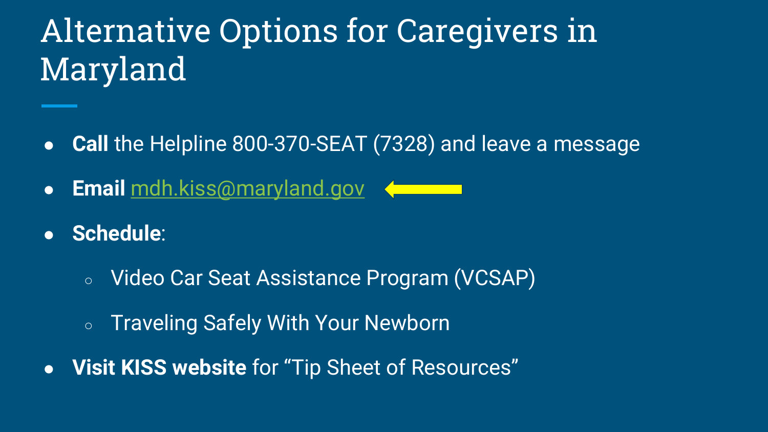# Alternative Options for Caregivers in Maryland

- **Call** the Helpline 800-370-SEAT (7328) and leave a message
- **Email** mdh.kiss@maryland.gov
- **Schedule**:
  - Video Car Seat Assistance Program (VCSAP)
  - Traveling Safely With Your Newborn
- **Visit KISS website** for "Tip Sheet of Resources"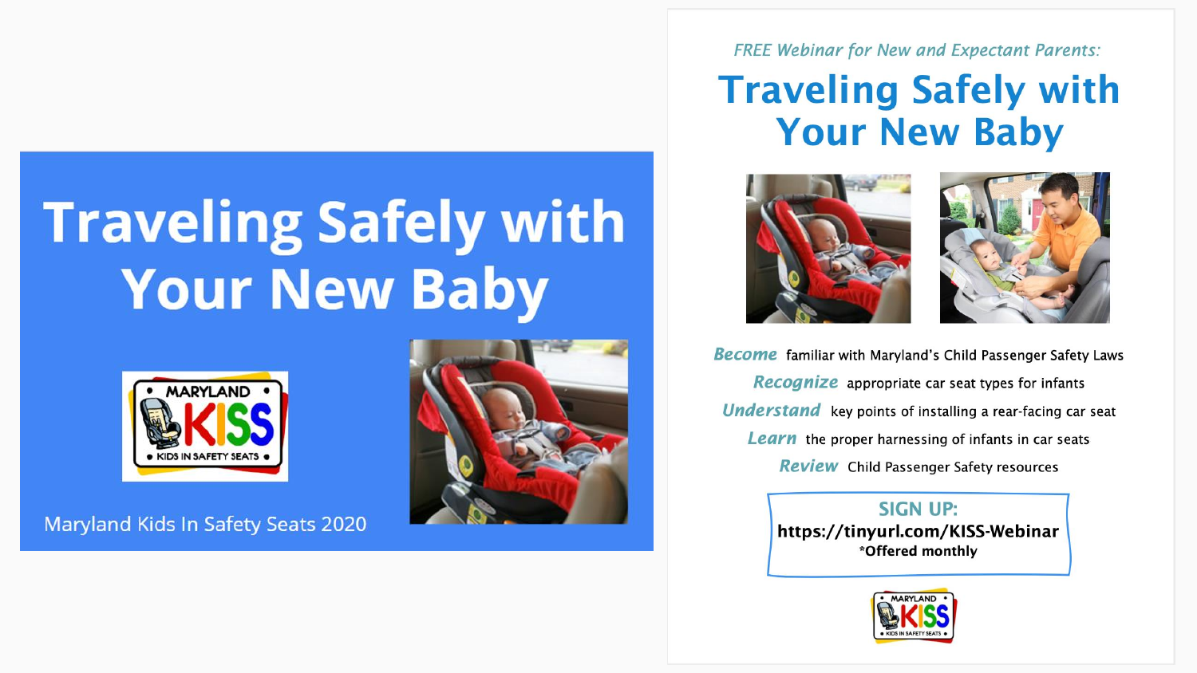# Traveling Safely with Your New Baby

MARYLAND KISS • KIDS IN SAFETY SEATS •

Maryland Kids In Safety Seats 2020

*FREE Webinar for New and Expectant Parents:*

## Traveling Safely with Your New Baby

***Become*** familiar with Maryland's Child Passenger Safety Laws

***Recognize*** appropriate car seat types for infants

***Understand*** key points of installing a rear-facing car seat

***Learn*** the proper harnessing of infants in car seats

***Review*** Child Passenger Safety resources

**SIGN UP:**
**https://tinyurl.com/KISS-Webinar**
***Offered monthly**

MARYLAND KISS • KIDS IN SAFETY SEATS •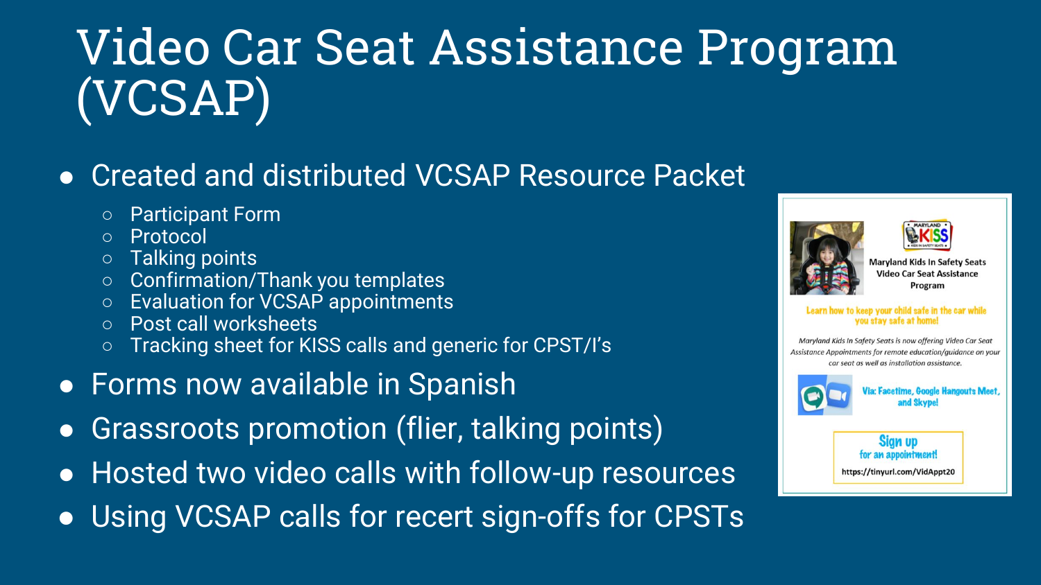# Video Car Seat Assistance Program (VCSAP)

- Created and distributed VCSAP Resource Packet
  - Participant Form
  - Protocol
  - Talking points
  - Confirmation/Thank you templates
  - Evaluation for VCSAP appointments
  - Post call worksheets
  - Tracking sheet for KISS calls and generic for CPST/I's
- Forms now available in Spanish
- Grassroots promotion (flier, talking points)
- Hosted two video calls with follow-up resources
- Using VCSAP calls for recert sign-offs for CPSTs

Maryland Kids In Safety Seats Video Car Seat Assistance Program

Learn how to keep your child safe in the car while you stay safe at home!

*Maryland Kids In Safety Seats is now offering Video Car Seat Assistance Appointments for remote education/guidance on your car seat as well as installation assistance.*

Via: Facetime, Google Hangouts Meet, and Skype!

Sign up for an appointment!

https://tinyurl.com/VidAppt20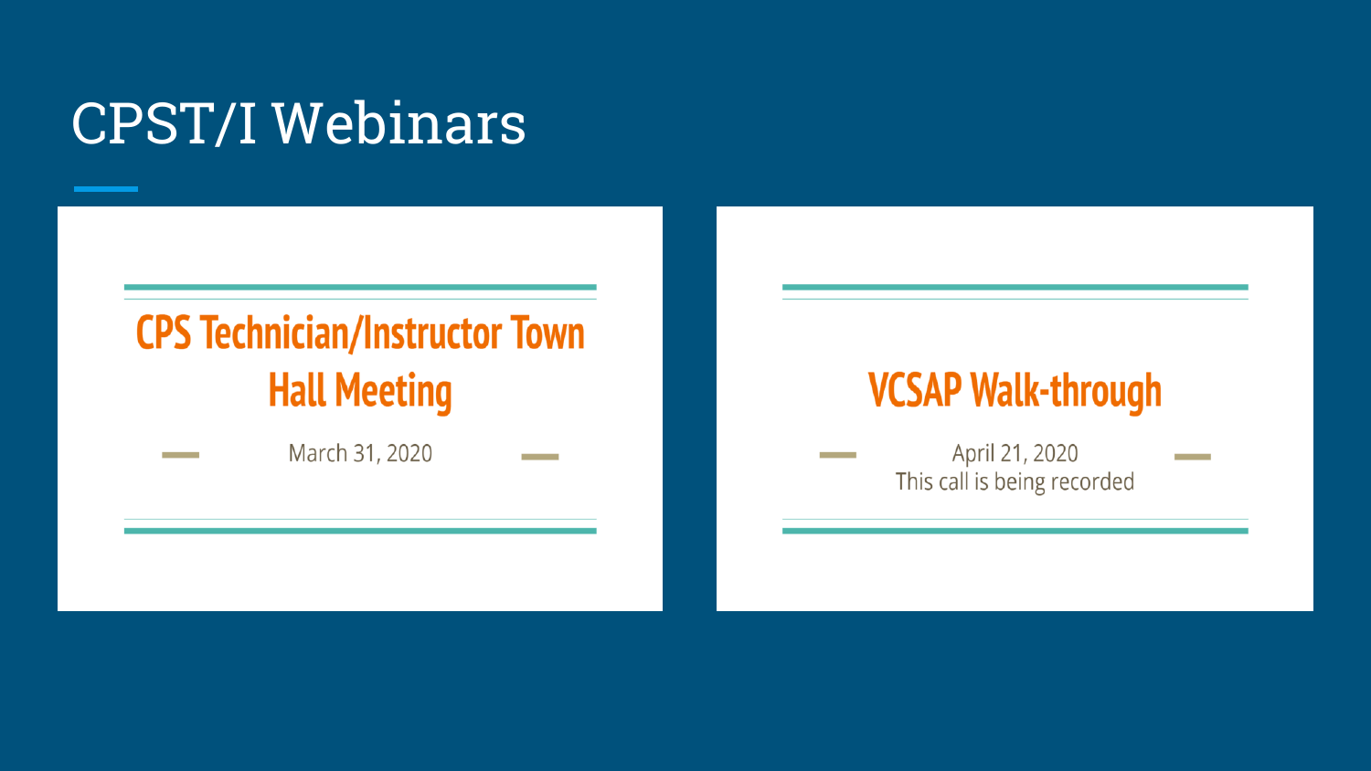# CPST/I Webinars

## CPS Technician/Instructor Town Hall Meeting

March 31, 2020

## VCSAP Walk-through

April 21, 2020

This call is being recorded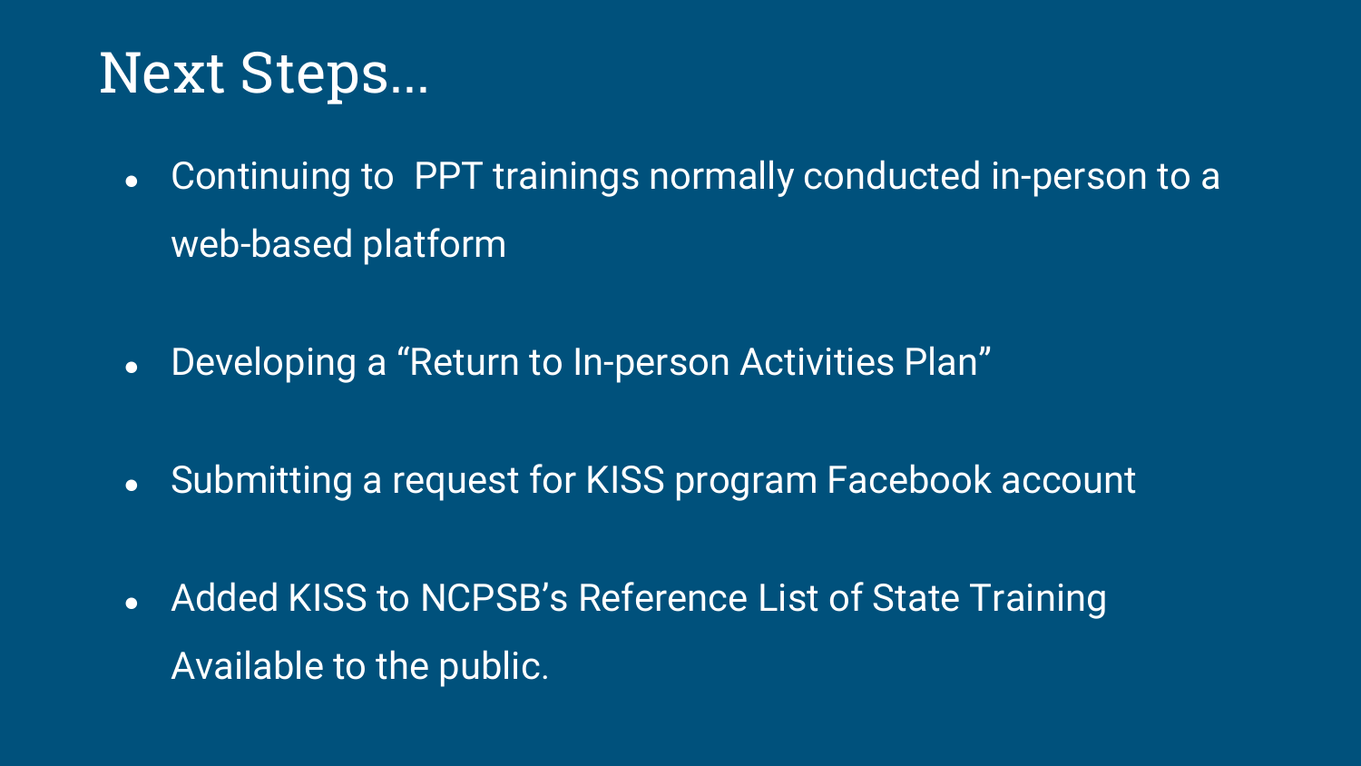# Next Steps…

- Continuing to  PPT trainings normally conducted in-person to a web-based platform
- Developing a “Return to In-person Activities Plan”
- Submitting a request for KISS program Facebook account
- Added KISS to NCPSB’s Reference List of State Training Available to the public.